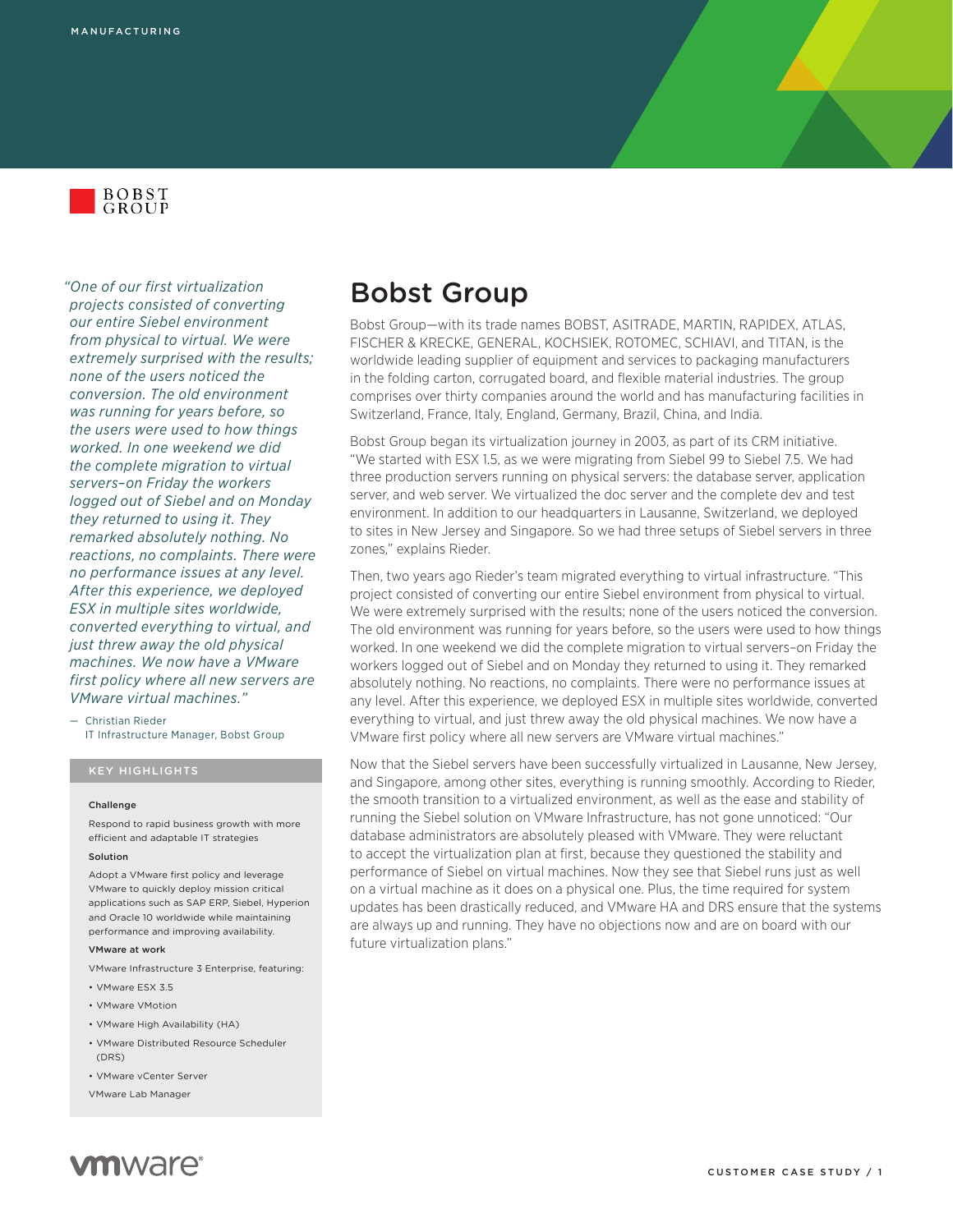MANUFACTURING

BOBST GROUP

*"One of our first virtualization projects consisted of converting our entire Siebel environment from physical to virtual. We were extremely surprised with the results; none of the users noticed the conversion. The old environment was running for years before, so the users were used to how things worked. In one weekend we did the complete migration to virtual servers–on Friday the workers logged out of Siebel and on Monday they returned to using it. They remarked absolutely nothing. No reactions, no complaints. There were no performance issues at any level. After this experience, we deployed ESX in multiple sites worldwide, converted everything to virtual, and just threw away the old physical machines. We now have a VMware first policy where all new servers are VMware virtual machines."*

— Christian Rieder
IT Infrastructure Manager, Bobst Group

### KEY HIGHLIGHTS

**Challenge**

Respond to rapid business growth with more efficient and adaptable IT strategies

**Solution**

Adopt a VMware first policy and leverage VMware to quickly deploy mission critical applications such as SAP ERP, Siebel, Hyperion and Oracle 10 worldwide while maintaining performance and improving availability.

**VMware at work**

VMware Infrastructure 3 Enterprise, featuring:

- VMware ESX 3.5
- VMware VMotion
- VMware High Availability (HA)
- VMware Distributed Resource Scheduler (DRS)
- VMware vCenter Server

VMware Lab Manager

# Bobst Group

Bobst Group—with its trade names BOBST, ASITRADE, MARTIN, RAPIDEX, ATLAS, FISCHER & KRECKE, GENERAL, KOCHSIEK, ROTOMEC, SCHIAVI, and TITAN, is the worldwide leading supplier of equipment and services to packaging manufacturers in the folding carton, corrugated board, and flexible material industries. The group comprises over thirty companies around the world and has manufacturing facilities in Switzerland, France, Italy, England, Germany, Brazil, China, and India.

Bobst Group began its virtualization journey in 2003, as part of its CRM initiative. "We started with ESX 1.5, as we were migrating from Siebel 99 to Siebel 7.5. We had three production servers running on physical servers: the database server, application server, and web server. We virtualized the doc server and the complete dev and test environment. In addition to our headquarters in Lausanne, Switzerland, we deployed to sites in New Jersey and Singapore. So we had three setups of Siebel servers in three zones," explains Rieder.

Then, two years ago Rieder's team migrated everything to virtual infrastructure. "This project consisted of converting our entire Siebel environment from physical to virtual. We were extremely surprised with the results; none of the users noticed the conversion. The old environment was running for years before, so the users were used to how things worked. In one weekend we did the complete migration to virtual servers–on Friday the workers logged out of Siebel and on Monday they returned to using it. They remarked absolutely nothing. No reactions, no complaints. There were no performance issues at any level. After this experience, we deployed ESX in multiple sites worldwide, converted everything to virtual, and just threw away the old physical machines. We now have a VMware first policy where all new servers are VMware virtual machines."

Now that the Siebel servers have been successfully virtualized in Lausanne, New Jersey, and Singapore, among other sites, everything is running smoothly. According to Rieder, the smooth transition to a virtualized environment, as well as the ease and stability of running the Siebel solution on VMware Infrastructure, has not gone unnoticed: "Our database administrators are absolutely pleased with VMware. They were reluctant to accept the virtualization plan at first, because they questioned the stability and performance of Siebel on virtual machines. Now they see that Siebel runs just as well on a virtual machine as it does on a physical one. Plus, the time required for system updates has been drastically reduced, and VMware HA and DRS ensure that the systems are always up and running. They have no objections now and are on board with our future virtualization plans."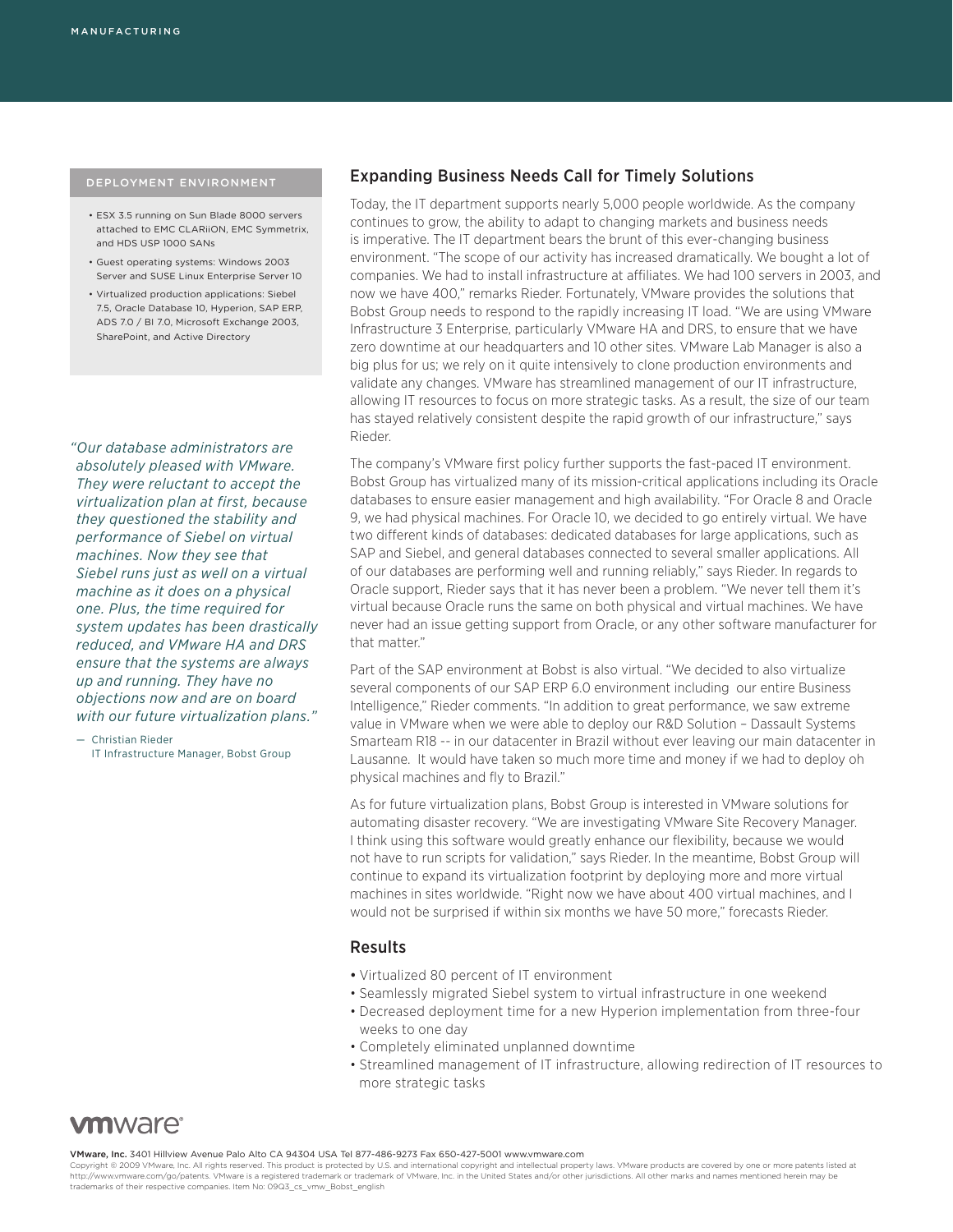## DEPLOYMENT ENVIRONMENT

- ESX 3.5 running on Sun Blade 8000 servers attached to EMC CLARiiON, EMC Symmetrix, and HDS USP 1000 SANs
- Guest operating systems: Windows 2003 Server and SUSE Linux Enterprise Server 10
- Virtualized production applications: Siebel 7.5, Oracle Database 10, Hyperion, SAP ERP, ADS 7.0 / BI 7.0, Microsoft Exchange 2003, SharePoint, and Active Directory

*"Our database administrators are absolutely pleased with VMware. They were reluctant to accept the virtualization plan at first, because they questioned the stability and performance of Siebel on virtual machines. Now they see that Siebel runs just as well on a virtual machine as it does on a physical one. Plus, the time required for system updates has been drastically reduced, and VMware HA and DRS ensure that the systems are always up and running. They have no objections now and are on board with our future virtualization plans."*

— Christian Rieder
IT Infrastructure Manager, Bobst Group

## Expanding Business Needs Call for Timely Solutions

Today, the IT department supports nearly 5,000 people worldwide. As the company continues to grow, the ability to adapt to changing markets and business needs is imperative. The IT department bears the brunt of this ever-changing business environment. "The scope of our activity has increased dramatically. We bought a lot of companies. We had to install infrastructure at affiliates. We had 100 servers in 2003, and now we have 400," remarks Rieder. Fortunately, VMware provides the solutions that Bobst Group needs to respond to the rapidly increasing IT load. "We are using VMware Infrastructure 3 Enterprise, particularly VMware HA and DRS, to ensure that we have zero downtime at our headquarters and 10 other sites. VMware Lab Manager is also a big plus for us; we rely on it quite intensively to clone production environments and validate any changes. VMware has streamlined management of our IT infrastructure, allowing IT resources to focus on more strategic tasks. As a result, the size of our team has stayed relatively consistent despite the rapid growth of our infrastructure," says Rieder.

The company's VMware first policy further supports the fast-paced IT environment. Bobst Group has virtualized many of its mission-critical applications including its Oracle databases to ensure easier management and high availability. "For Oracle 8 and Oracle 9, we had physical machines. For Oracle 10, we decided to go entirely virtual. We have two different kinds of databases: dedicated databases for large applications, such as SAP and Siebel, and general databases connected to several smaller applications. All of our databases are performing well and running reliably," says Rieder. In regards to Oracle support, Rieder says that it has never been a problem. "We never tell them it's virtual because Oracle runs the same on both physical and virtual machines. We have never had an issue getting support from Oracle, or any other software manufacturer for that matter."

Part of the SAP environment at Bobst is also virtual. "We decided to also virtualize several components of our SAP ERP 6.0 environment including our entire Business Intelligence," Rieder comments. "In addition to great performance, we saw extreme value in VMware when we were able to deploy our R&D Solution – Dassault Systems Smarteam R18 -- in our datacenter in Brazil without ever leaving our main datacenter in Lausanne. It would have taken so much more time and money if we had to deploy oh physical machines and fly to Brazil."

As for future virtualization plans, Bobst Group is interested in VMware solutions for automating disaster recovery. "We are investigating VMware Site Recovery Manager. I think using this software would greatly enhance our flexibility, because we would not have to run scripts for validation," says Rieder. In the meantime, Bobst Group will continue to expand its virtualization footprint by deploying more and more virtual machines in sites worldwide. "Right now we have about 400 virtual machines, and I would not be surprised if within six months we have 50 more," forecasts Rieder.

## Results

- Virtualized 80 percent of IT environment
- Seamlessly migrated Siebel system to virtual infrastructure in one weekend
- Decreased deployment time for a new Hyperion implementation from three-four weeks to one day
- Completely eliminated unplanned downtime
- Streamlined management of IT infrastructure, allowing redirection of IT resources to more strategic tasks

**VMware, Inc.** 3401 Hillview Avenue Palo Alto CA 94304 USA Tel 877-486-9273 Fax 650-427-5001 www.vmware.com
Copyright © 2009 VMware, Inc. All rights reserved. This product is protected by U.S. and international copyright and intellectual property laws. VMware products are covered by one or more patents listed at http://www.vmware.com/go/patents. VMware is a registered trademark or trademark of VMware, Inc. in the United States and/or other jurisdictions. All other marks and names mentioned herein may be trademarks of their respective companies. Item No: 09Q3_cs_vmw_Bobst_english